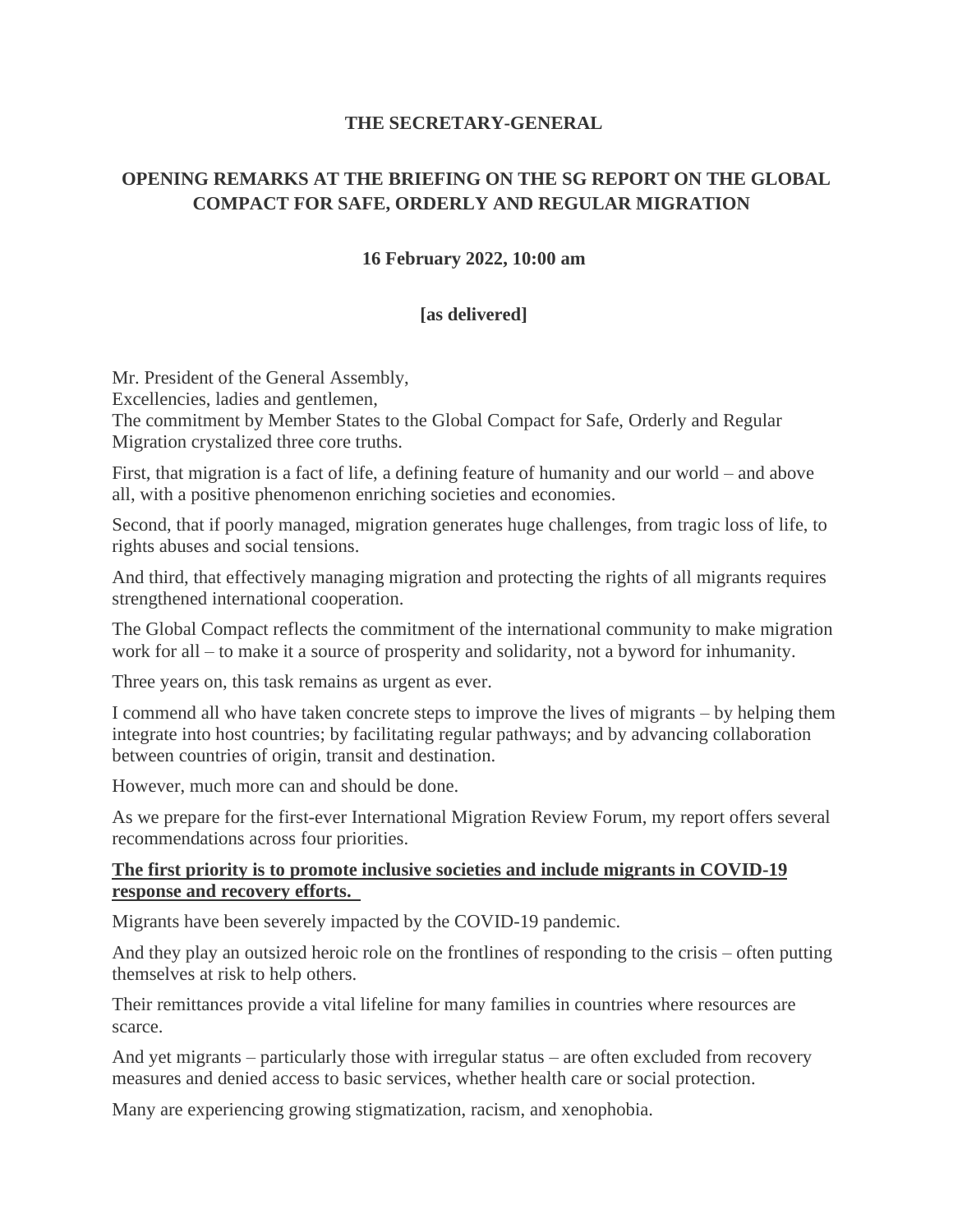**THE SECRETARY-GENERAL**

**OPENING REMARKS AT THE BRIEFING ON THE SG REPORT ON THE GLOBAL COMPACT FOR SAFE, ORDERLY AND REGULAR MIGRATION**

**16 February 2022, 10:00 am**

**[as delivered]**

Mr. President of the General Assembly,
Excellencies, ladies and gentlemen,
The commitment by Member States to the Global Compact for Safe, Orderly and Regular Migration crystalized three core truths.

First, that migration is a fact of life, a defining feature of humanity and our world – and above all, with a positive phenomenon enriching societies and economies.

Second, that if poorly managed, migration generates huge challenges, from tragic loss of life, to rights abuses and social tensions.

And third, that effectively managing migration and protecting the rights of all migrants requires strengthened international cooperation.

The Global Compact reflects the commitment of the international community to make migration work for all – to make it a source of prosperity and solidarity, not a byword for inhumanity.

Three years on, this task remains as urgent as ever.

I commend all who have taken concrete steps to improve the lives of migrants – by helping them integrate into host countries; by facilitating regular pathways; and by advancing collaboration between countries of origin, transit and destination.

However, much more can and should be done.

As we prepare for the first-ever International Migration Review Forum, my report offers several recommendations across four priorities.

**The first priority is to promote inclusive societies and include migrants in COVID-19 response and recovery efforts.**

Migrants have been severely impacted by the COVID-19 pandemic.

And they play an outsized heroic role on the frontlines of responding to the crisis – often putting themselves at risk to help others.

Their remittances provide a vital lifeline for many families in countries where resources are scarce.

And yet migrants – particularly those with irregular status – are often excluded from recovery measures and denied access to basic services, whether health care or social protection.

Many are experiencing growing stigmatization, racism, and xenophobia.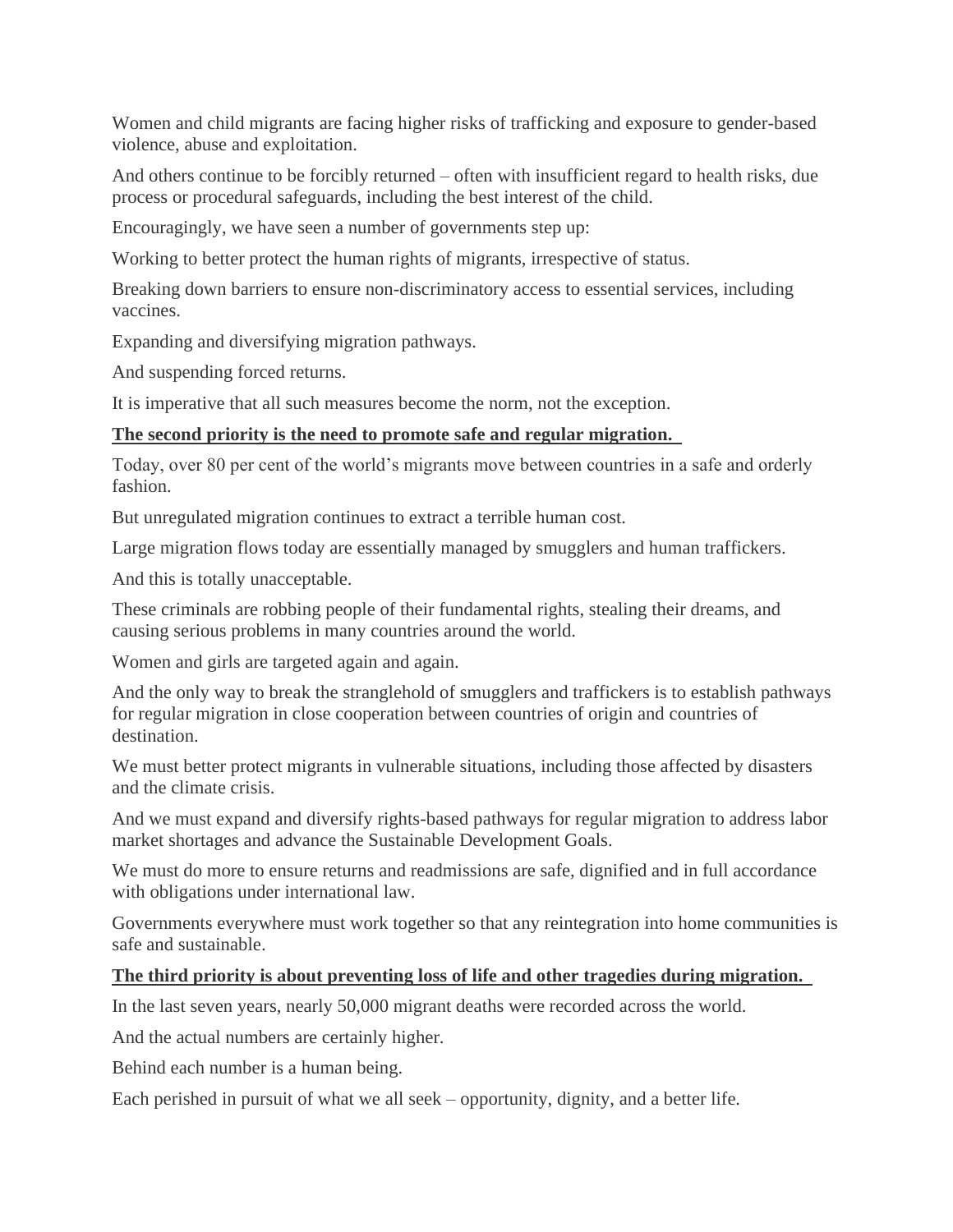Women and child migrants are facing higher risks of trafficking and exposure to gender-based violence, abuse and exploitation.

And others continue to be forcibly returned – often with insufficient regard to health risks, due process or procedural safeguards, including the best interest of the child.

Encouragingly, we have seen a number of governments step up:

Working to better protect the human rights of migrants, irrespective of status.

Breaking down barriers to ensure non-discriminatory access to essential services, including vaccines.

Expanding and diversifying migration pathways.

And suspending forced returns.

It is imperative that all such measures become the norm, not the exception.

**The second priority is the need to promote safe and regular migration.**

Today, over 80 per cent of the world's migrants move between countries in a safe and orderly fashion.

But unregulated migration continues to extract a terrible human cost.

Large migration flows today are essentially managed by smugglers and human traffickers.

And this is totally unacceptable.

These criminals are robbing people of their fundamental rights, stealing their dreams, and causing serious problems in many countries around the world.

Women and girls are targeted again and again.

And the only way to break the stranglehold of smugglers and traffickers is to establish pathways for regular migration in close cooperation between countries of origin and countries of destination.

We must better protect migrants in vulnerable situations, including those affected by disasters and the climate crisis.

And we must expand and diversify rights-based pathways for regular migration to address labor market shortages and advance the Sustainable Development Goals.

We must do more to ensure returns and readmissions are safe, dignified and in full accordance with obligations under international law.

Governments everywhere must work together so that any reintegration into home communities is safe and sustainable.

**The third priority is about preventing loss of life and other tragedies during migration.**

In the last seven years, nearly 50,000 migrant deaths were recorded across the world.

And the actual numbers are certainly higher.

Behind each number is a human being.

Each perished in pursuit of what we all seek – opportunity, dignity, and a better life.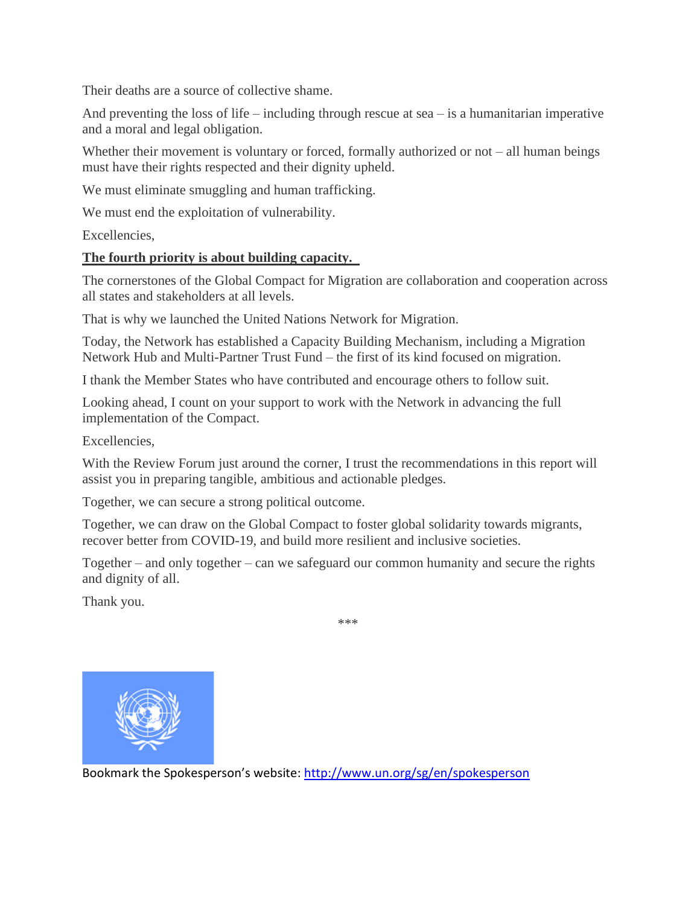Their deaths are a source of collective shame.

And preventing the loss of life – including through rescue at sea – is a humanitarian imperative and a moral and legal obligation.

Whether their movement is voluntary or forced, formally authorized or not – all human beings must have their rights respected and their dignity upheld.

We must eliminate smuggling and human trafficking.

We must end the exploitation of vulnerability.

Excellencies,

**The fourth priority is about building capacity.**

The cornerstones of the Global Compact for Migration are collaboration and cooperation across all states and stakeholders at all levels.

That is why we launched the United Nations Network for Migration.

Today, the Network has established a Capacity Building Mechanism, including a Migration Network Hub and Multi-Partner Trust Fund – the first of its kind focused on migration.

I thank the Member States who have contributed and encourage others to follow suit.

Looking ahead, I count on your support to work with the Network in advancing the full implementation of the Compact.

Excellencies,

With the Review Forum just around the corner, I trust the recommendations in this report will assist you in preparing tangible, ambitious and actionable pledges.

Together, we can secure a strong political outcome.

Together, we can draw on the Global Compact to foster global solidarity towards migrants, recover better from COVID-19, and build more resilient and inclusive societies.

Together – and only together – can we safeguard our common humanity and secure the rights and dignity of all.

Thank you.

***

Bookmark the Spokesperson's website: http://www.un.org/sg/en/spokesperson